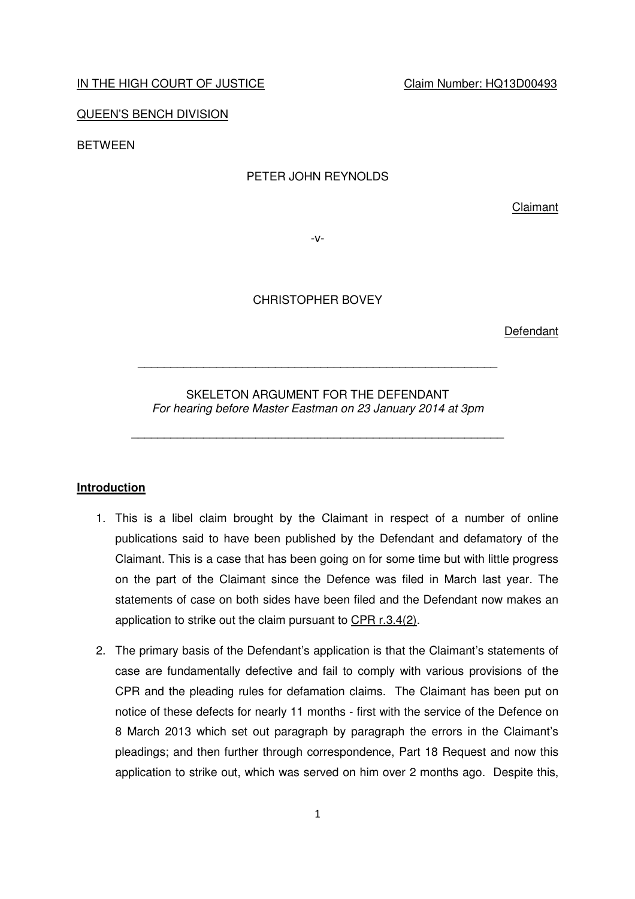IN THE HIGH COURT OF JUSTICE Claim Number: HQ13D00493

QUEEN'S BENCH DIVISION

BETWEEN

PETER JOHN REYNOLDS

Claimant

-v-

CHRISTOPHER BOVEY

Defendant

---

SKELETON ARGUMENT FOR THE DEFENDANT

*For hearing before Master Eastman on 23 January 2014 at 3pm*

---

## Introduction

1. This is a libel claim brought by the Claimant in respect of a number of online publications said to have been published by the Defendant and defamatory of the Claimant. This is a case that has been going on for some time but with little progress on the part of the Claimant since the Defence was filed in March last year. The statements of case on both sides have been filed and the Defendant now makes an application to strike out the claim pursuant to CPR r.3.4(2).

2. The primary basis of the Defendant's application is that the Claimant's statements of case are fundamentally defective and fail to comply with various provisions of the CPR and the pleading rules for defamation claims. The Claimant has been put on notice of these defects for nearly 11 months - first with the service of the Defence on 8 March 2013 which set out paragraph by paragraph the errors in the Claimant's pleadings; and then further through correspondence, Part 18 Request and now this application to strike out, which was served on him over 2 months ago. Despite this,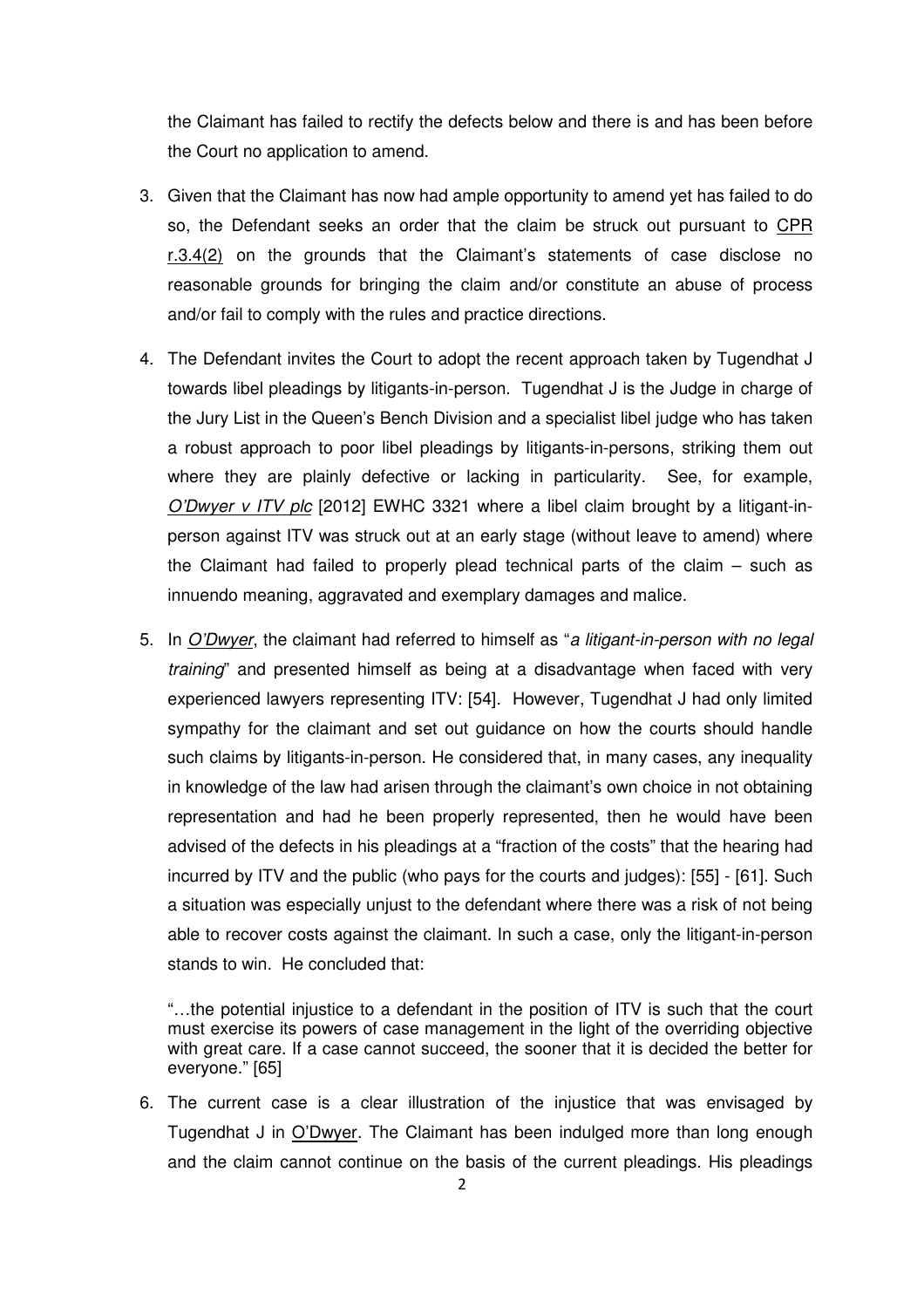the Claimant has failed to rectify the defects below and there is and has been before the Court no application to amend.

3. Given that the Claimant has now had ample opportunity to amend yet has failed to do so, the Defendant seeks an order that the claim be struck out pursuant to CPR r.3.4(2) on the grounds that the Claimant's statements of case disclose no reasonable grounds for bringing the claim and/or constitute an abuse of process and/or fail to comply with the rules and practice directions.

4. The Defendant invites the Court to adopt the recent approach taken by Tugendhat J towards libel pleadings by litigants-in-person. Tugendhat J is the Judge in charge of the Jury List in the Queen's Bench Division and a specialist libel judge who has taken a robust approach to poor libel pleadings by litigants-in-persons, striking them out where they are plainly defective or lacking in particularity. See, for example, *O'Dwyer v ITV plc* [2012] EWHC 3321 where a libel claim brought by a litigant-in-person against ITV was struck out at an early stage (without leave to amend) where the Claimant had failed to properly plead technical parts of the claim – such as innuendo meaning, aggravated and exemplary damages and malice.

5. In *O'Dwyer*, the claimant had referred to himself as "*a litigant-in-person with no legal training*" and presented himself as being at a disadvantage when faced with very experienced lawyers representing ITV: [54]. However, Tugendhat J had only limited sympathy for the claimant and set out guidance on how the courts should handle such claims by litigants-in-person. He considered that, in many cases, any inequality in knowledge of the law had arisen through the claimant's own choice in not obtaining representation and had he been properly represented, then he would have been advised of the defects in his pleadings at a "fraction of the costs" that the hearing had incurred by ITV and the public (who pays for the courts and judges): [55] - [61]. Such a situation was especially unjust to the defendant where there was a risk of not being able to recover costs against the claimant. In such a case, only the litigant-in-person stands to win. He concluded that:

   "…the potential injustice to a defendant in the position of ITV is such that the court must exercise its powers of case management in the light of the overriding objective with great care. If a case cannot succeed, the sooner that it is decided the better for everyone." [65]

6. The current case is a clear illustration of the injustice that was envisaged by Tugendhat J in O'Dwyer. The Claimant has been indulged more than long enough and the claim cannot continue on the basis of the current pleadings. His pleadings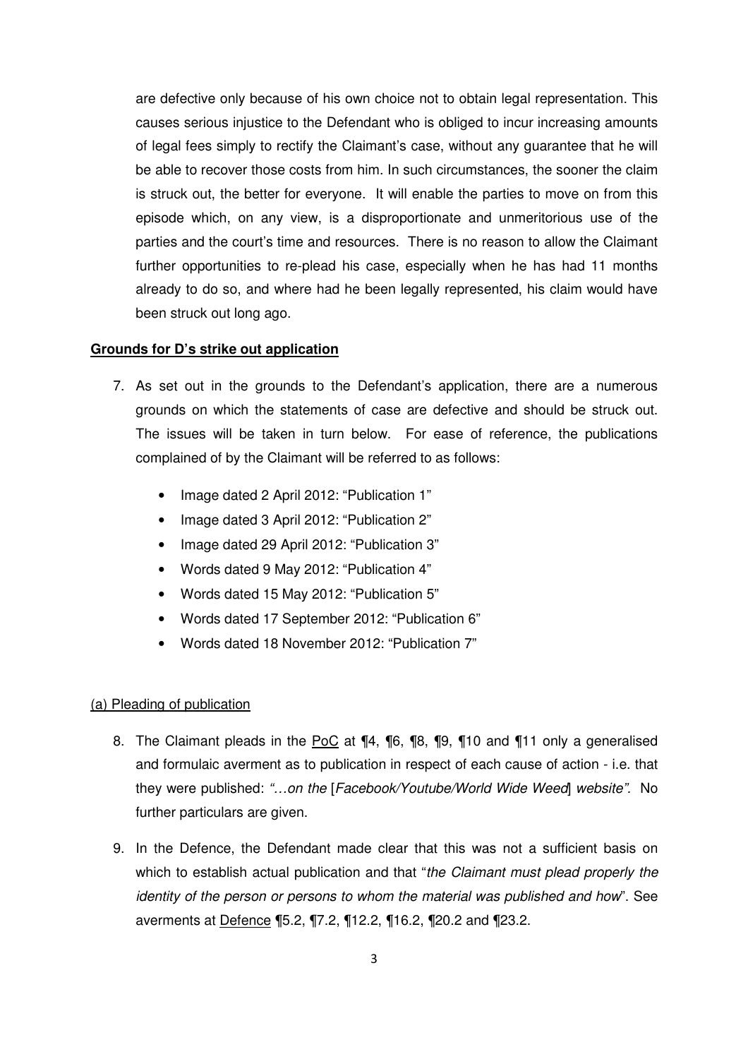are defective only because of his own choice not to obtain legal representation. This causes serious injustice to the Defendant who is obliged to incur increasing amounts of legal fees simply to rectify the Claimant's case, without any guarantee that he will be able to recover those costs from him. In such circumstances, the sooner the claim is struck out, the better for everyone. It will enable the parties to move on from this episode which, on any view, is a disproportionate and unmeritorious use of the parties and the court's time and resources. There is no reason to allow the Claimant further opportunities to re-plead his case, especially when he has had 11 months already to do so, and where had he been legally represented, his claim would have been struck out long ago.

**Grounds for D's strike out application**

7. As set out in the grounds to the Defendant's application, there are a numerous grounds on which the statements of case are defective and should be struck out. The issues will be taken in turn below. For ease of reference, the publications complained of by the Claimant will be referred to as follows:

   - Image dated 2 April 2012: "Publication 1"
   - Image dated 3 April 2012: "Publication 2"
   - Image dated 29 April 2012: "Publication 3"
   - Words dated 9 May 2012: "Publication 4"
   - Words dated 15 May 2012: "Publication 5"
   - Words dated 17 September 2012: "Publication 6"
   - Words dated 18 November 2012: "Publication 7"

(a) Pleading of publication

8. The Claimant pleads in the PoC at ¶4, ¶6, ¶8, ¶9, ¶10 and ¶11 only a generalised and formulaic averment as to publication in respect of each cause of action - i.e. that they were published: *"…on the [Facebook/Youtube/World Wide Weed] website".* No further particulars are given.

9. In the Defence, the Defendant made clear that this was not a sufficient basis on which to establish actual publication and that "*the Claimant must plead properly the identity of the person or persons to whom the material was published and how*". See averments at Defence ¶5.2, ¶7.2, ¶12.2, ¶16.2, ¶20.2 and ¶23.2.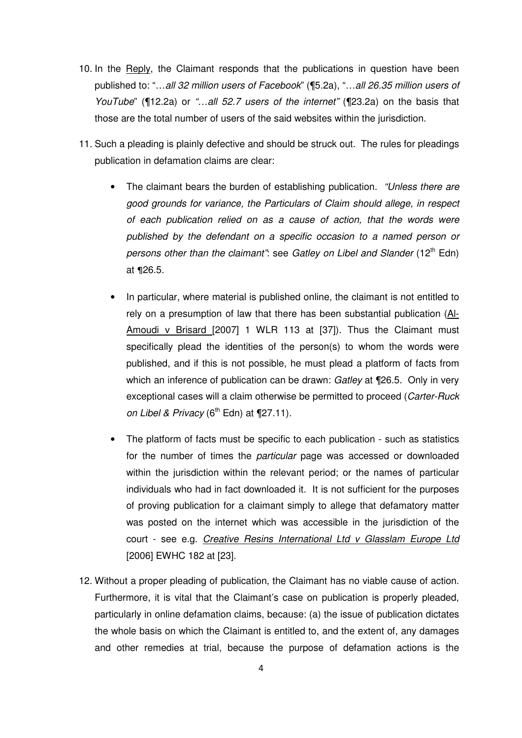10. In the <u>Reply</u>, the Claimant responds that the publications in question have been published to: "…*all 32 million users of Facebook*" (¶5.2a), "…*all 26.35 million users of YouTube*" (¶12.2a) or *"…all 52.7 users of the internet"* (¶23.2a) on the basis that those are the total number of users of the said websites within the jurisdiction.

11. Such a pleading is plainly defective and should be struck out. The rules for pleadings publication in defamation claims are clear:

    - The claimant bears the burden of establishing publication. *"Unless there are good grounds for variance, the Particulars of Claim should allege, in respect of each publication relied on as a cause of action, that the words were published by the defendant on a specific occasion to a named person or persons other than the claimant"*: see *Gatley on Libel and Slander* (12th Edn) at ¶26.5.

    - In particular, where material is published online, the claimant is not entitled to rely on a presumption of law that there has been substantial publication (<u>Al-Amoudi v Brisard</u> [2007] 1 WLR 113 at [37]). Thus the Claimant must specifically plead the identities of the person(s) to whom the words were published, and if this is not possible, he must plead a platform of facts from which an inference of publication can be drawn: *Gatley* at ¶26.5. Only in very exceptional cases will a claim otherwise be permitted to proceed (*Carter-Ruck on Libel & Privacy* (6th Edn) at ¶27.11).

    - The platform of facts must be specific to each publication - such as statistics for the number of times the *particular* page was accessed or downloaded within the jurisdiction within the relevant period; or the names of particular individuals who had in fact downloaded it. It is not sufficient for the purposes of proving publication for a claimant simply to allege that defamatory matter was posted on the internet which was accessible in the jurisdiction of the court - see e.g. <u>*Creative Resins International Ltd v Glasslam Europe Ltd*</u> [2006] EWHC 182 at [23].

12. Without a proper pleading of publication, the Claimant has no viable cause of action. Furthermore, it is vital that the Claimant's case on publication is properly pleaded, particularly in online defamation claims, because: (a) the issue of publication dictates the whole basis on which the Claimant is entitled to, and the extent of, any damages and other remedies at trial, because the purpose of defamation actions is the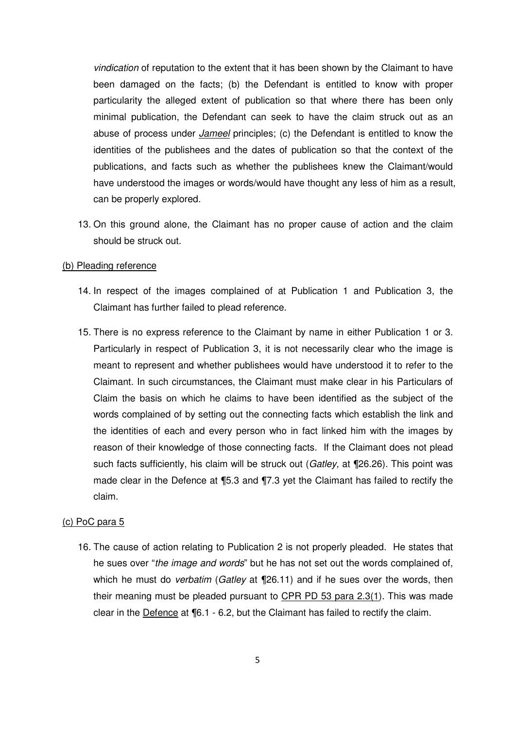*vindication* of reputation to the extent that it has been shown by the Claimant to have been damaged on the facts; (b) the Defendant is entitled to know with proper particularity the alleged extent of publication so that where there has been only minimal publication, the Defendant can seek to have the claim struck out as an abuse of process under *Jameel* principles; (c) the Defendant is entitled to know the identities of the publishees and the dates of publication so that the context of the publications, and facts such as whether the publishees knew the Claimant/would have understood the images or words/would have thought any less of him as a result, can be properly explored.

13. On this ground alone, the Claimant has no proper cause of action and the claim should be struck out.

(b) Pleading reference

14. In respect of the images complained of at Publication 1 and Publication 3, the Claimant has further failed to plead reference.

15. There is no express reference to the Claimant by name in either Publication 1 or 3. Particularly in respect of Publication 3, it is not necessarily clear who the image is meant to represent and whether publishees would have understood it to refer to the Claimant. In such circumstances, the Claimant must make clear in his Particulars of Claim the basis on which he claims to have been identified as the subject of the words complained of by setting out the connecting facts which establish the link and the identities of each and every person who in fact linked him with the images by reason of their knowledge of those connecting facts. If the Claimant does not plead such facts sufficiently, his claim will be struck out (*Gatley,* at ¶26.26). This point was made clear in the Defence at ¶5.3 and ¶7.3 yet the Claimant has failed to rectify the claim.

(c) PoC para 5

16. The cause of action relating to Publication 2 is not properly pleaded. He states that he sues over "*the image and words*" but he has not set out the words complained of, which he must do *verbatim* (*Gatley* at ¶26.11) and if he sues over the words, then their meaning must be pleaded pursuant to CPR PD 53 para 2.3(1). This was made clear in the Defence at ¶6.1 - 6.2, but the Claimant has failed to rectify the claim.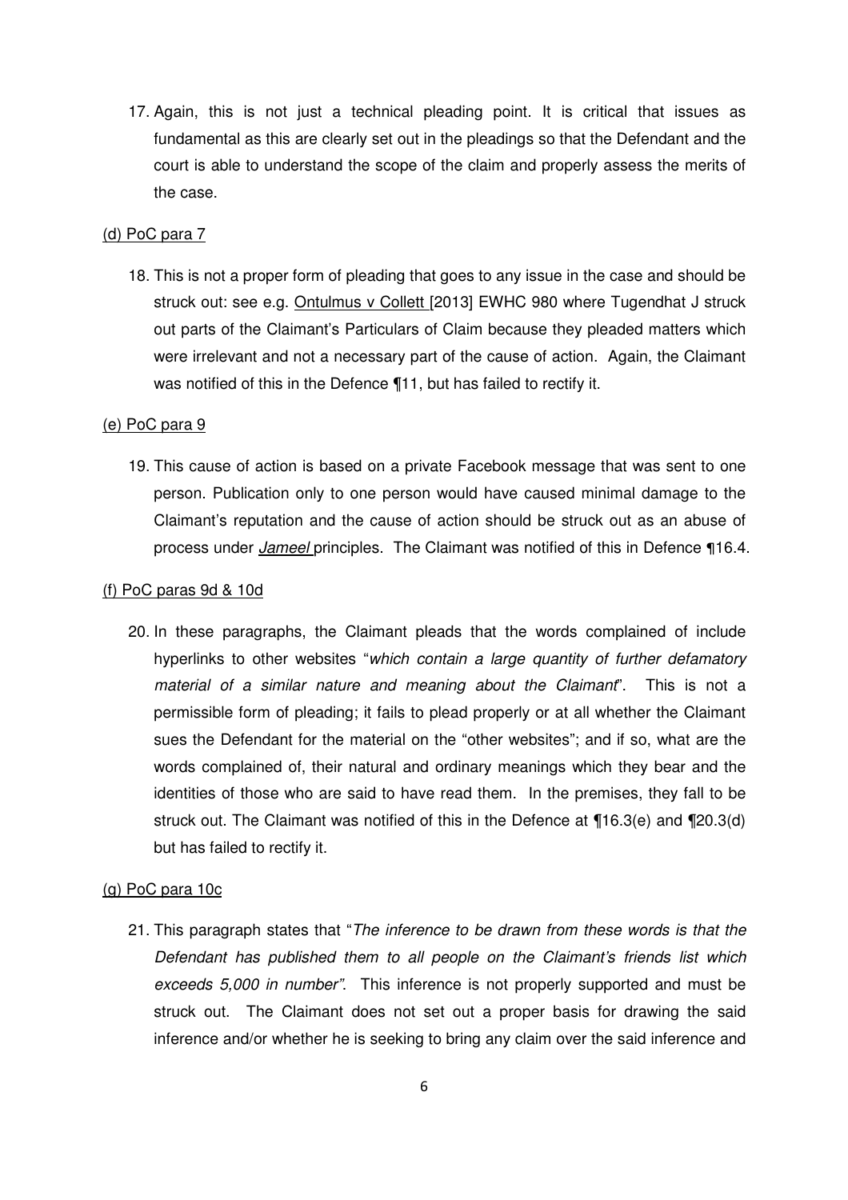17. Again, this is not just a technical pleading point. It is critical that issues as fundamental as this are clearly set out in the pleadings so that the Defendant and the court is able to understand the scope of the claim and properly assess the merits of the case.

<u>(d) PoC para 7</u>

18. This is not a proper form of pleading that goes to any issue in the case and should be struck out: see e.g. <u>Ontulmus v Collett</u> [2013] EWHC 980 where Tugendhat J struck out parts of the Claimant's Particulars of Claim because they pleaded matters which were irrelevant and not a necessary part of the cause of action. Again, the Claimant was notified of this in the Defence ¶11, but has failed to rectify it.

<u>(e) PoC para 9</u>

19. This cause of action is based on a private Facebook message that was sent to one person. Publication only to one person would have caused minimal damage to the Claimant's reputation and the cause of action should be struck out as an abuse of process under <u>*Jameel*</u> principles. The Claimant was notified of this in Defence ¶16.4.

<u>(f) PoC paras 9d & 10d</u>

20. In these paragraphs, the Claimant pleads that the words complained of include hyperlinks to other websites "*which contain a large quantity of further defamatory material of a similar nature and meaning about the Claimant*". This is not a permissible form of pleading; it fails to plead properly or at all whether the Claimant sues the Defendant for the material on the "other websites"; and if so, what are the words complained of, their natural and ordinary meanings which they bear and the identities of those who are said to have read them. In the premises, they fall to be struck out. The Claimant was notified of this in the Defence at ¶16.3(e) and ¶20.3(d) but has failed to rectify it.

<u>(g) PoC para 10c</u>

21. This paragraph states that "*The inference to be drawn from these words is that the Defendant has published them to all people on the Claimant's friends list which exceeds 5,000 in number*". This inference is not properly supported and must be struck out. The Claimant does not set out a proper basis for drawing the said inference and/or whether he is seeking to bring any claim over the said inference and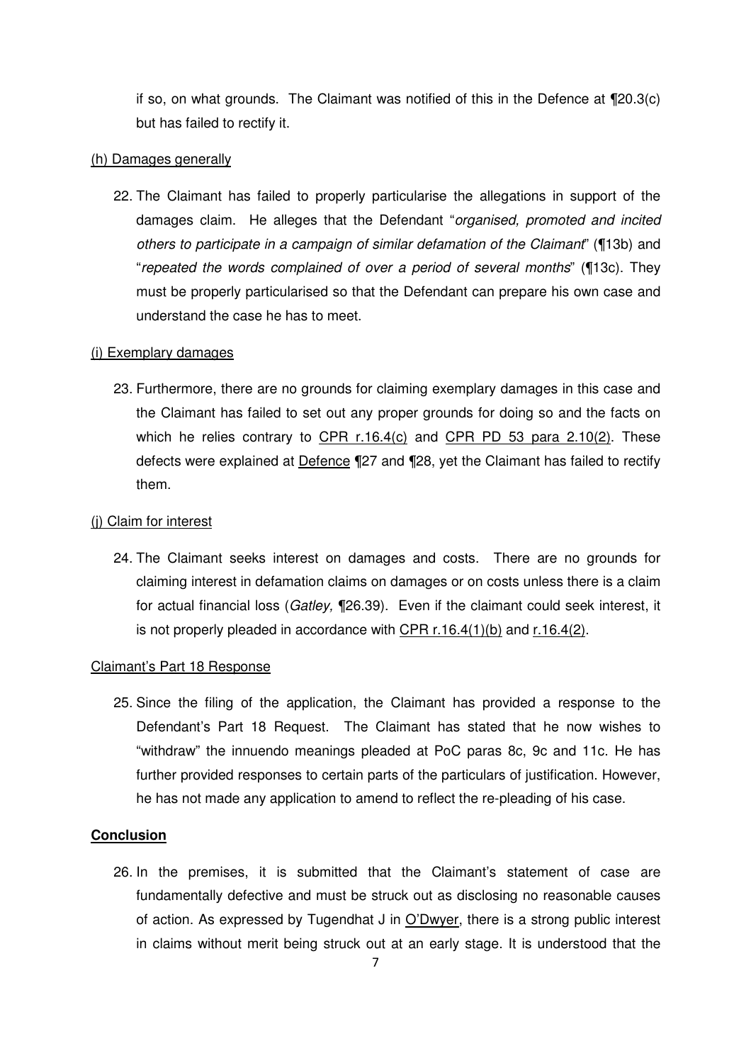if so, on what grounds. The Claimant was notified of this in the Defence at ¶20.3(c) but has failed to rectify it.

<u>(h) Damages generally</u>

22. The Claimant has failed to properly particularise the allegations in support of the damages claim. He alleges that the Defendant "*organised, promoted and incited others to participate in a campaign of similar defamation of the Claimant*" (¶13b) and "*repeated the words complained of over a period of several months*" (¶13c). They must be properly particularised so that the Defendant can prepare his own case and understand the case he has to meet.

<u>(i) Exemplary damages</u>

23. Furthermore, there are no grounds for claiming exemplary damages in this case and the Claimant has failed to set out any proper grounds for doing so and the facts on which he relies contrary to <u>CPR r.16.4(c)</u> and <u>CPR PD 53 para 2.10(2)</u>. These defects were explained at <u>Defence</u> ¶27 and ¶28, yet the Claimant has failed to rectify them.

<u>(j) Claim for interest</u>

24. The Claimant seeks interest on damages and costs. There are no grounds for claiming interest in defamation claims on damages or on costs unless there is a claim for actual financial loss (*Gatley,* ¶26.39). Even if the claimant could seek interest, it is not properly pleaded in accordance with <u>CPR r.16.4(1)(b)</u> and <u>r.16.4(2)</u>.

<u>Claimant's Part 18 Response</u>

25. Since the filing of the application, the Claimant has provided a response to the Defendant's Part 18 Request. The Claimant has stated that he now wishes to "withdraw" the innuendo meanings pleaded at PoC paras 8c, 9c and 11c. He has further provided responses to certain parts of the particulars of justification. However, he has not made any application to amend to reflect the re-pleading of his case.

**<u>Conclusion</u>**

26. In the premises, it is submitted that the Claimant's statement of case are fundamentally defective and must be struck out as disclosing no reasonable causes of action. As expressed by Tugendhat J in <u>O'Dwyer</u>, there is a strong public interest in claims without merit being struck out at an early stage. It is understood that the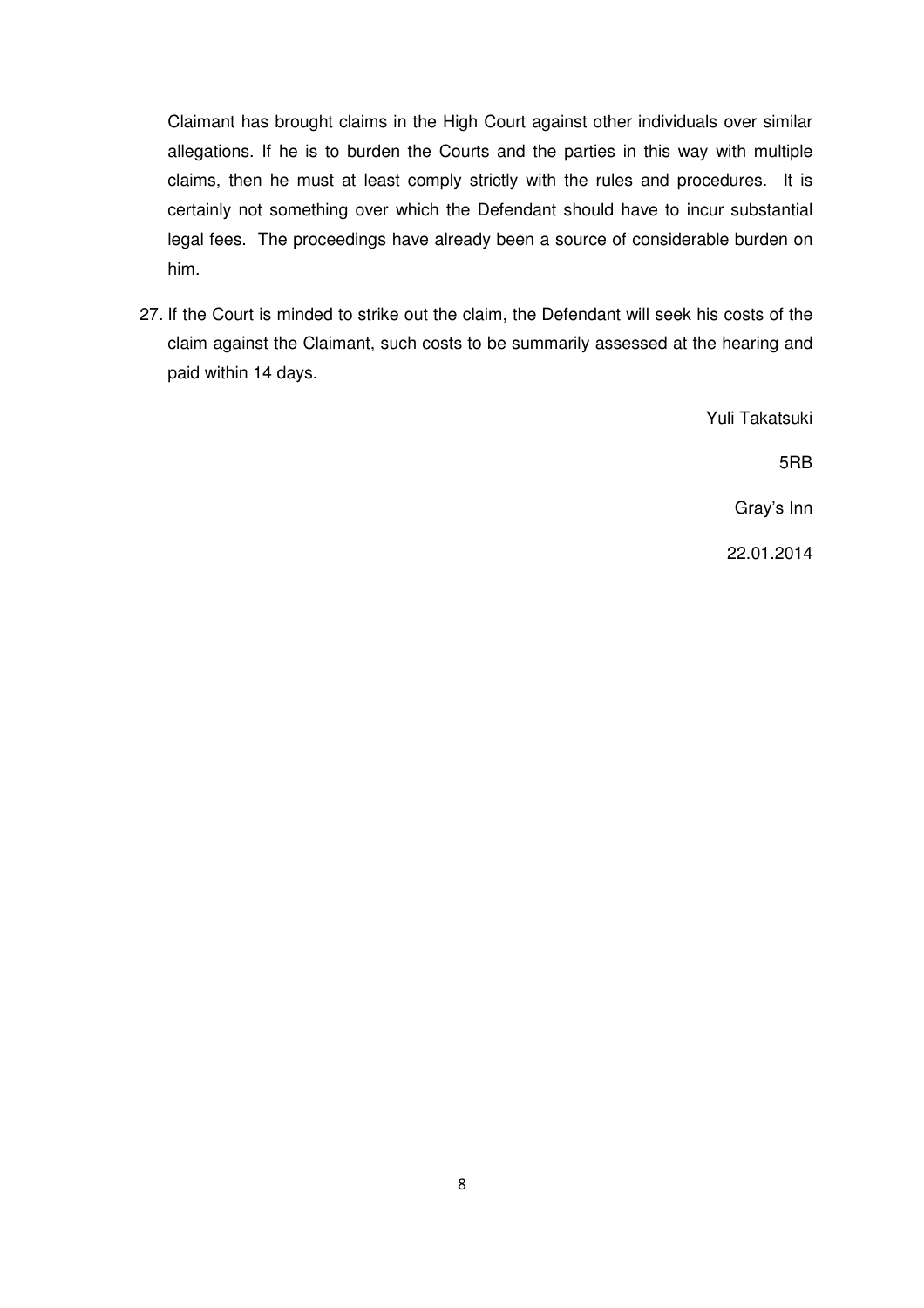Claimant has brought claims in the High Court against other individuals over similar allegations. If he is to burden the Courts and the parties in this way with multiple claims, then he must at least comply strictly with the rules and procedures. It is certainly not something over which the Defendant should have to incur substantial legal fees. The proceedings have already been a source of considerable burden on him.

27. If the Court is minded to strike out the claim, the Defendant will seek his costs of the claim against the Claimant, such costs to be summarily assessed at the hearing and paid within 14 days.

Yuli Takatsuki

5RB

Gray's Inn

22.01.2014